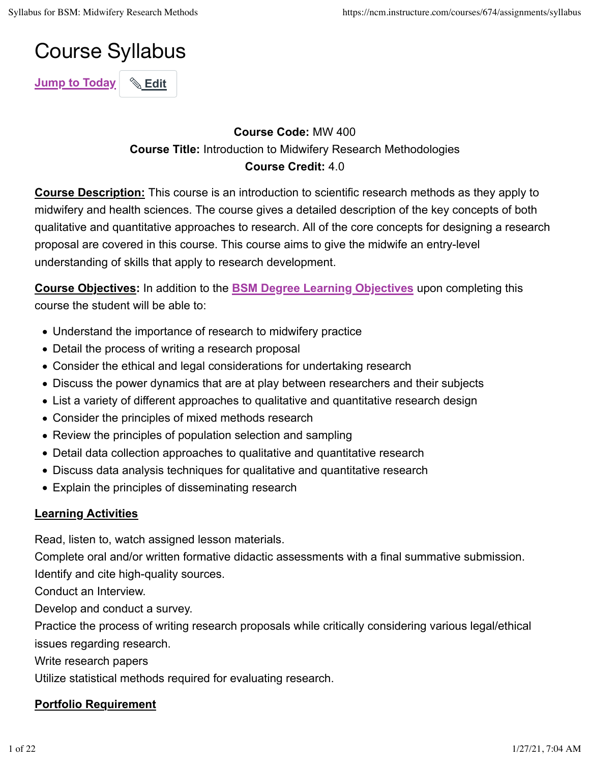# Course Syllabus

Jump to Today   Edit

**Course Code:** MW 400
**Course Title:** Introduction to Midwifery Research Methodologies
**Course Credit:** 4.0

**Course Description:** This course is an introduction to scientific research methods as they apply to midwifery and health sciences. The course gives a detailed description of the key concepts of both qualitative and quantitative approaches to research. All of the core concepts for designing a research proposal are covered in this course. This course aims to give the midwife an entry-level understanding of skills that apply to research development.

**Course Objectives:** In addition to the BSM Degree Learning Objectives upon completing this course the student will be able to:

- Understand the importance of research to midwifery practice
- Detail the process of writing a research proposal
- Consider the ethical and legal considerations for undertaking research
- Discuss the power dynamics that are at play between researchers and their subjects
- List a variety of different approaches to qualitative and quantitative research design
- Consider the principles of mixed methods research
- Review the principles of population selection and sampling
- Detail data collection approaches to qualitative and quantitative research
- Discuss data analysis techniques for qualitative and quantitative research
- Explain the principles of disseminating research

## Learning Activities

Read, listen to, watch assigned lesson materials.
Complete oral and/or written formative didactic assessments with a final summative submission.
Identify and cite high-quality sources.
Conduct an Interview.
Develop and conduct a survey.
Practice the process of writing research proposals while critically considering various legal/ethical issues regarding research.
Write research papers
Utilize statistical methods required for evaluating research.

## Portfolio Requirement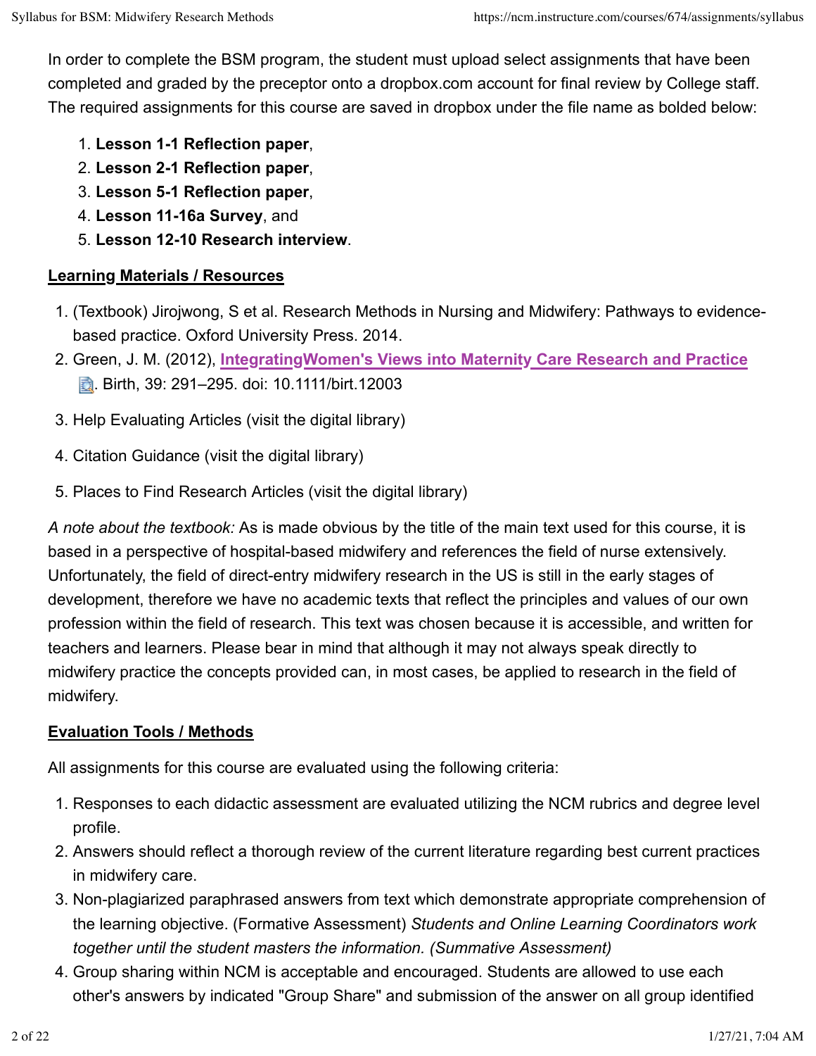In order to complete the BSM program, the student must upload select assignments that have been completed and graded by the preceptor onto a dropbox.com account for final review by College staff. The required assignments for this course are saved in dropbox under the file name as bolded below:

1. **Lesson 1-1 Reflection paper**,
2. **Lesson 2-1 Reflection paper**,
3. **Lesson 5-1 Reflection paper**,
4. **Lesson 11-16a Survey**, and
5. **Lesson 12-10 Research interview**.

**Learning Materials / Resources**

1. (Textbook) Jirojwong, S et al. Research Methods in Nursing and Midwifery: Pathways to evidence-based practice. Oxford University Press. 2014.
2. Green, J. M. (2012), **IntegratingWomen's Views into Maternity Care Research and Practice**. Birth, 39: 291–295. doi: 10.1111/birt.12003
3. Help Evaluating Articles (visit the digital library)
4. Citation Guidance (visit the digital library)
5. Places to Find Research Articles (visit the digital library)

*A note about the textbook:* As is made obvious by the title of the main text used for this course, it is based in a perspective of hospital-based midwifery and references the field of nurse extensively. Unfortunately, the field of direct-entry midwifery research in the US is still in the early stages of development, therefore we have no academic texts that reflect the principles and values of our own profession within the field of research. This text was chosen because it is accessible, and written for teachers and learners. Please bear in mind that although it may not always speak directly to midwifery practice the concepts provided can, in most cases, be applied to research in the field of midwifery.

**Evaluation Tools / Methods**

All assignments for this course are evaluated using the following criteria:

1. Responses to each didactic assessment are evaluated utilizing the NCM rubrics and degree level profile.
2. Answers should reflect a thorough review of the current literature regarding best current practices in midwifery care.
3. Non-plagiarized paraphrased answers from text which demonstrate appropriate comprehension of the learning objective. (Formative Assessment) *Students and Online Learning Coordinators work together until the student masters the information. (Summative Assessment)*
4. Group sharing within NCM is acceptable and encouraged. Students are allowed to use each other's answers by indicated "Group Share" and submission of the answer on all group identified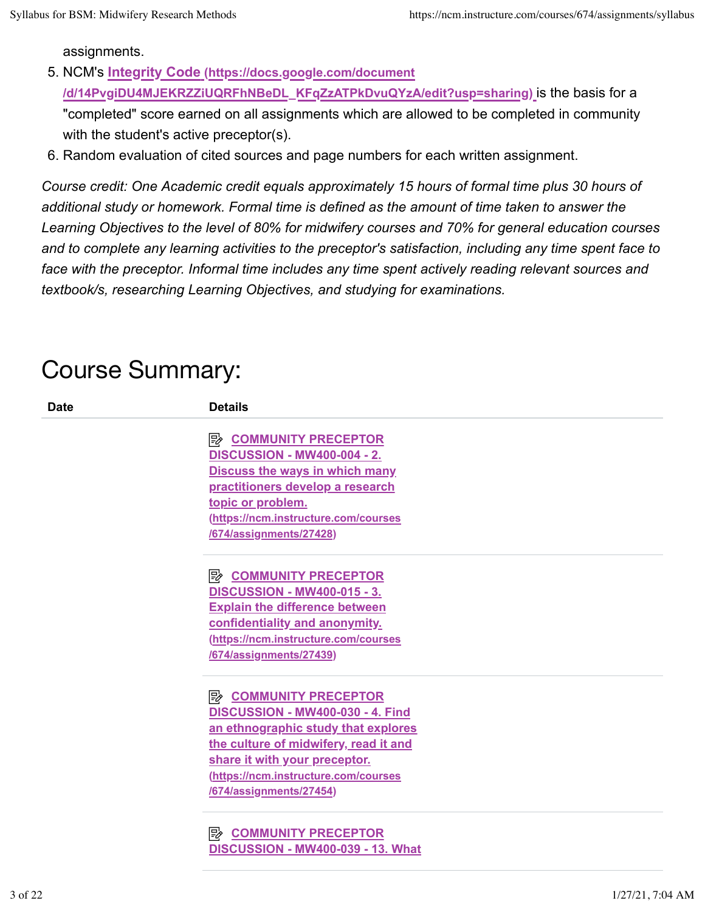assignments.

5. NCM's **Integrity Code (https://docs.google.com/document/d/14PvgiDU4MJEKRZZiUQRFhNBeDL_KFqZzATPkDvuQYzA/edit?usp=sharing)** is the basis for a "completed" score earned on all assignments which are allowed to be completed in community with the student's active preceptor(s).
6. Random evaluation of cited sources and page numbers for each written assignment.

*Course credit: One Academic credit equals approximately 15 hours of formal time plus 30 hours of additional study or homework. Formal time is defined as the amount of time taken to answer the Learning Objectives to the level of 80% for midwifery courses and 70% for general education courses and to complete any learning activities to the preceptor's satisfaction, including any time spent face to face with the preceptor. Informal time includes any time spent actively reading relevant sources and textbook/s, researching Learning Objectives, and studying for examinations.*

# Course Summary:

| Date | Details |
| --- | --- |
| | **COMMUNITY PRECEPTOR DISCUSSION - MW400-004 - 2. Discuss the ways in which many practitioners develop a research topic or problem. (https://ncm.instructure.com/courses/674/assignments/27428)** |
| | **COMMUNITY PRECEPTOR DISCUSSION - MW400-015 - 3. Explain the difference between confidentiality and anonymity. (https://ncm.instructure.com/courses/674/assignments/27439)** |
| | **COMMUNITY PRECEPTOR DISCUSSION - MW400-030 - 4. Find an ethnographic study that explores the culture of midwifery, read it and share it with your preceptor. (https://ncm.instructure.com/courses/674/assignments/27454)** |
| | **COMMUNITY PRECEPTOR DISCUSSION - MW400-039 - 13. What** |